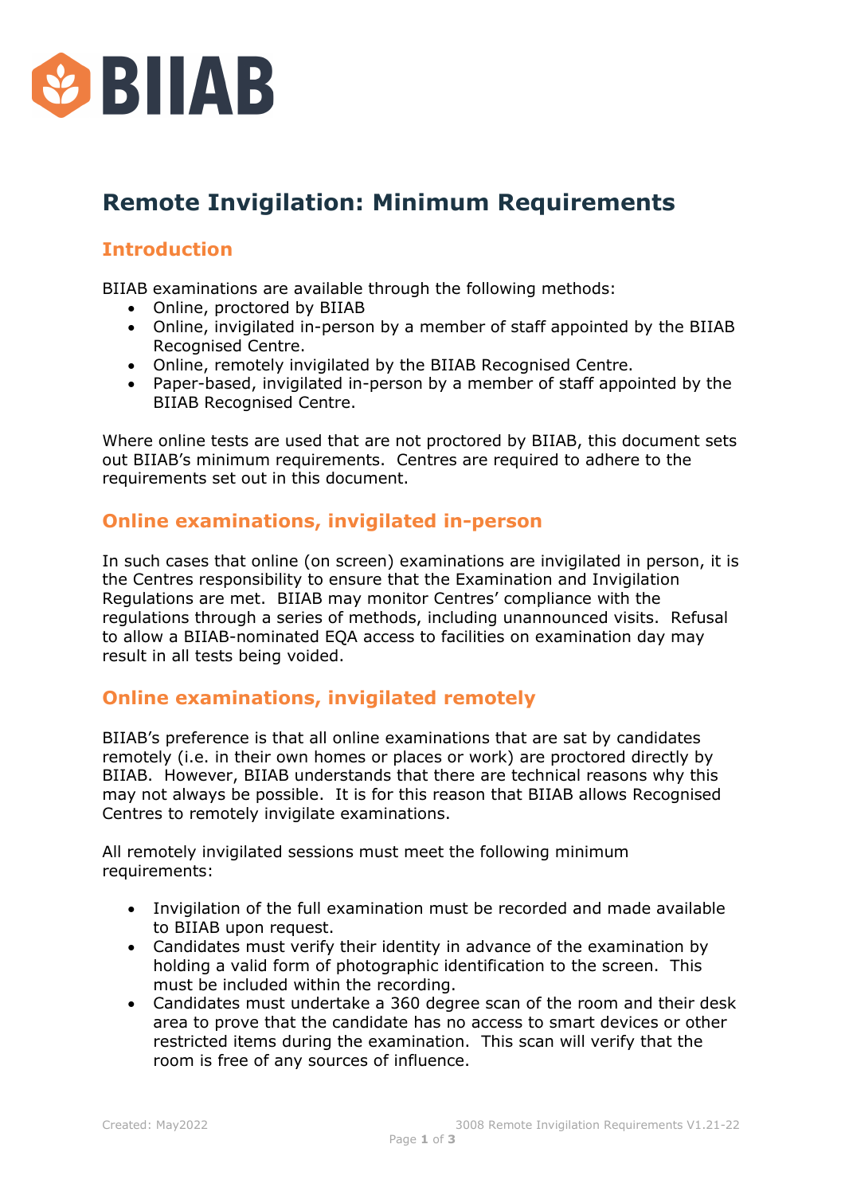BIIAB

# Remote Invigilation: Minimum Requirements

## Introduction

BIIAB examinations are available through the following methods:

- Online, proctored by BIIAB
- Online, invigilated in-person by a member of staff appointed by the BIIAB Recognised Centre.
- Online, remotely invigilated by the BIIAB Recognised Centre.
- Paper-based, invigilated in-person by a member of staff appointed by the BIIAB Recognised Centre.

Where online tests are used that are not proctored by BIIAB, this document sets out BIIAB's minimum requirements. Centres are required to adhere to the requirements set out in this document.

## Online examinations, invigilated in-person

In such cases that online (on screen) examinations are invigilated in person, it is the Centres responsibility to ensure that the Examination and Invigilation Regulations are met. BIIAB may monitor Centres' compliance with the regulations through a series of methods, including unannounced visits. Refusal to allow a BIIAB-nominated EQA access to facilities on examination day may result in all tests being voided.

## Online examinations, invigilated remotely

BIIAB's preference is that all online examinations that are sat by candidates remotely (i.e. in their own homes or places or work) are proctored directly by BIIAB. However, BIIAB understands that there are technical reasons why this may not always be possible. It is for this reason that BIIAB allows Recognised Centres to remotely invigilate examinations.

All remotely invigilated sessions must meet the following minimum requirements:

- Invigilation of the full examination must be recorded and made available to BIIAB upon request.
- Candidates must verify their identity in advance of the examination by holding a valid form of photographic identification to the screen. This must be included within the recording.
- Candidates must undertake a 360 degree scan of the room and their desk area to prove that the candidate has no access to smart devices or other restricted items during the examination. This scan will verify that the room is free of any sources of influence.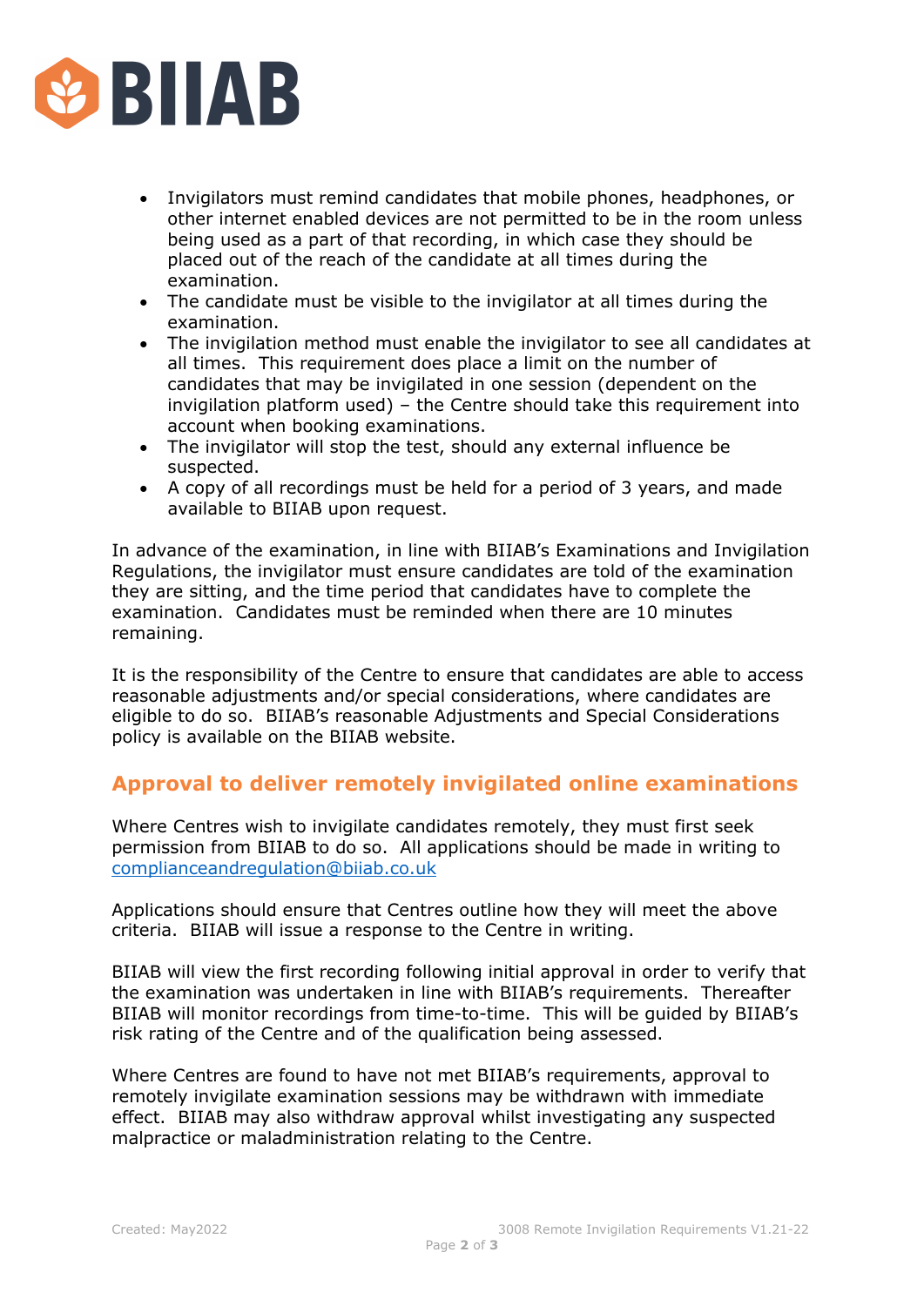- Invigilators must remind candidates that mobile phones, headphones, or other internet enabled devices are not permitted to be in the room unless being used as a part of that recording, in which case they should be placed out of the reach of the candidate at all times during the examination.
- The candidate must be visible to the invigilator at all times during the examination.
- The invigilation method must enable the invigilator to see all candidates at all times. This requirement does place a limit on the number of candidates that may be invigilated in one session (dependent on the invigilation platform used) – the Centre should take this requirement into account when booking examinations.
- The invigilator will stop the test, should any external influence be suspected.
- A copy of all recordings must be held for a period of 3 years, and made available to BIIAB upon request.

In advance of the examination, in line with BIIAB's Examinations and Invigilation Regulations, the invigilator must ensure candidates are told of the examination they are sitting, and the time period that candidates have to complete the examination. Candidates must be reminded when there are 10 minutes remaining.

It is the responsibility of the Centre to ensure that candidates are able to access reasonable adjustments and/or special considerations, where candidates are eligible to do so. BIIAB's reasonable Adjustments and Special Considerations policy is available on the BIIAB website.

## Approval to deliver remotely invigilated online examinations

Where Centres wish to invigilate candidates remotely, they must first seek permission from BIIAB to do so. All applications should be made in writing to complianceandregulation@biiab.co.uk

Applications should ensure that Centres outline how they will meet the above criteria. BIIAB will issue a response to the Centre in writing.

BIIAB will view the first recording following initial approval in order to verify that the examination was undertaken in line with BIIAB's requirements. Thereafter BIIAB will monitor recordings from time-to-time. This will be guided by BIIAB's risk rating of the Centre and of the qualification being assessed.

Where Centres are found to have not met BIIAB's requirements, approval to remotely invigilate examination sessions may be withdrawn with immediate effect. BIIAB may also withdraw approval whilst investigating any suspected malpractice or maladministration relating to the Centre.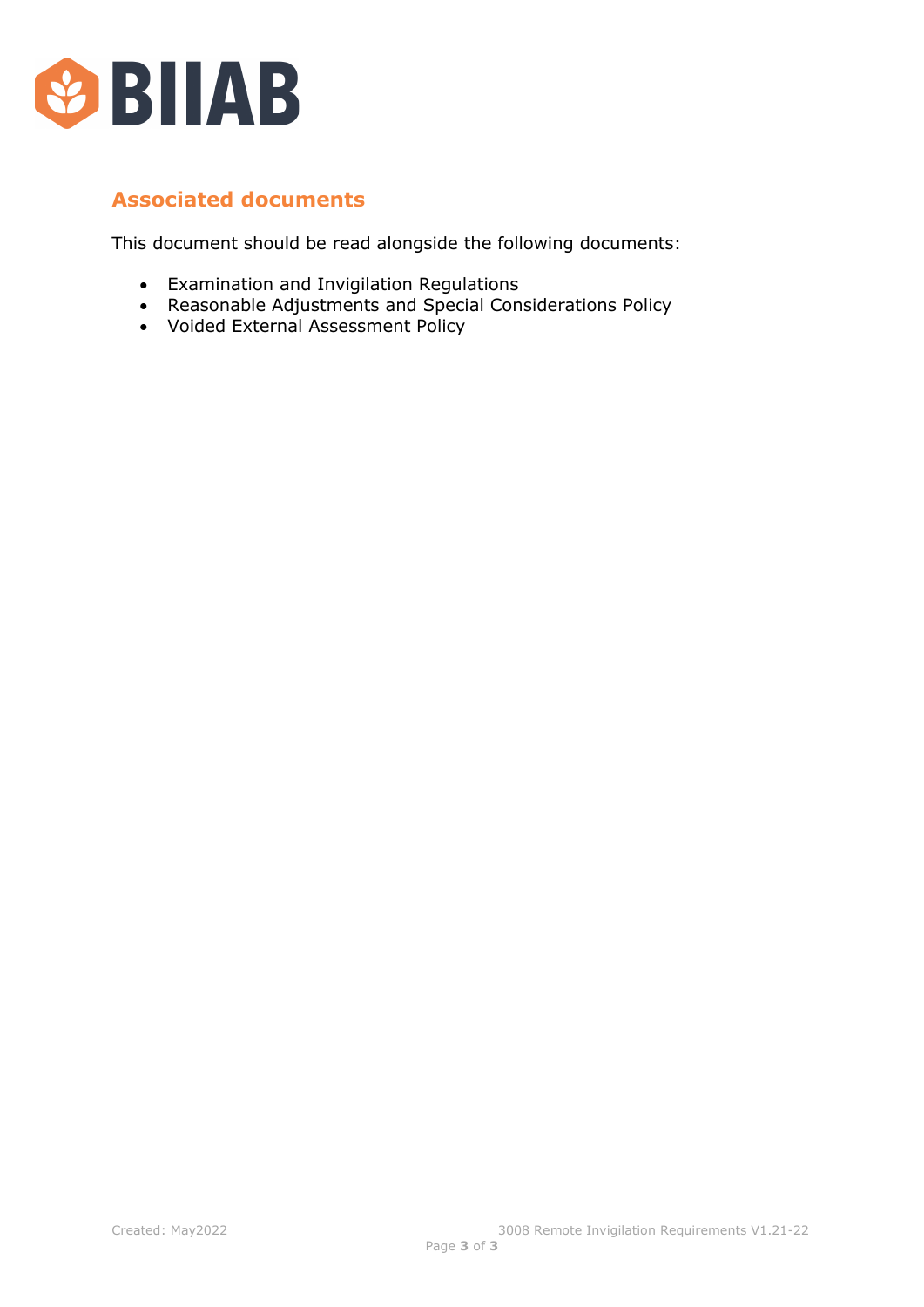## Associated documents

This document should be read alongside the following documents:

- Examination and Invigilation Regulations
- Reasonable Adjustments and Special Considerations Policy
- Voided External Assessment Policy